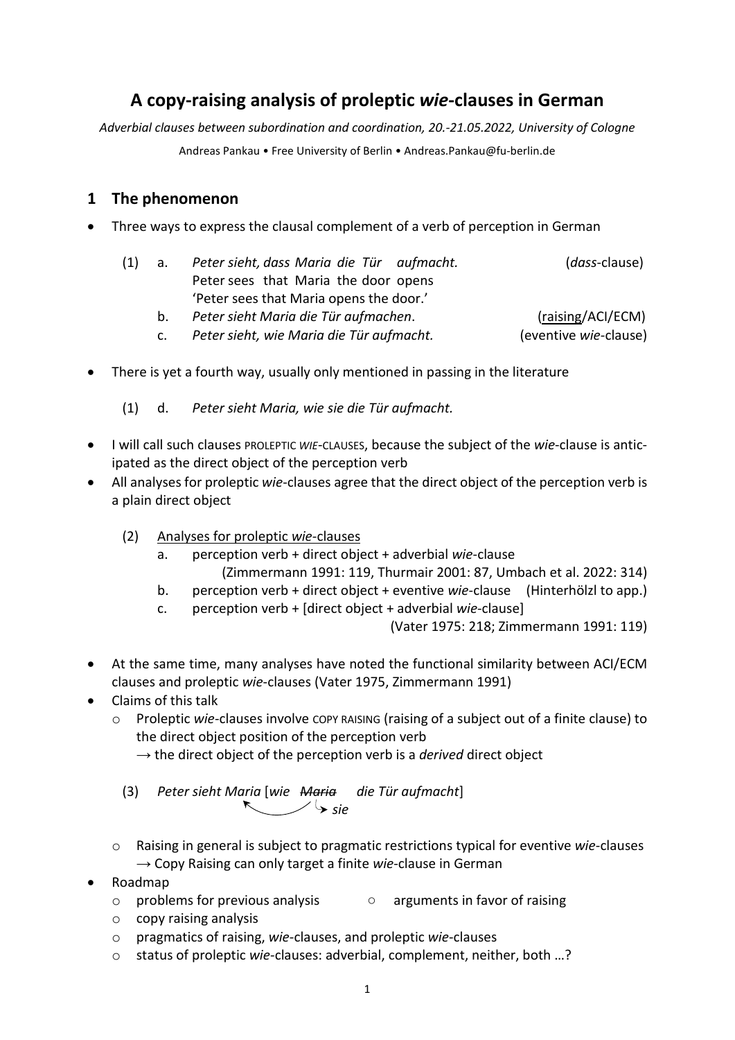# A copy-raising analysis of proleptic *wie*-clauses in German

*Adverbial clauses between subordination and coordination, 20.-21.05.2022, University of Cologne*

Andreas Pankau • Free University of Berlin • Andreas.Pankau@fu-berlin.de

## 1 The phenomenon

- Three ways to express the clausal complement of a verb of perception in German

(1) a. *Peter sieht, dass Maria die Tür aufmacht.* (*dass*-clause)
  Peter sees that Maria the door opens
  'Peter sees that Maria opens the door.'
 b. *Peter sieht Maria die Tür aufmachen*. (<u>raising</u>/ACI/ECM)
 c. *Peter sieht, wie Maria die Tür aufmacht.* (eventive *wie*-clause)

- There is yet a fourth way, usually only mentioned in passing in the literature

(1) d. *Peter sieht Maria, wie sie die Tür aufmacht.*

- I will call such clauses PROLEPTIC *WIE*-CLAUSES, because the subject of the *wie*-clause is anticipated as the direct object of the perception verb
- All analyses for proleptic *wie*-clauses agree that the direct object of the perception verb is a plain direct object

(2) <u>Analyses for proleptic *wie*-clauses</u>
 a. perception verb + direct object + adverbial *wie*-clause
  (Zimmermann 1991: 119, Thurmair 2001: 87, Umbach et al. 2022: 314)
 b. perception verb + direct object + eventive *wie*-clause (Hinterhölzl to app.)
 c. perception verb + [direct object + adverbial *wie*-clause]
  (Vater 1975: 218; Zimmermann 1991: 119)

- At the same time, many analyses have noted the functional similarity between ACI/ECM clauses and proleptic *wie*-clauses (Vater 1975, Zimmermann 1991)
- Claims of this talk
  - Proleptic *wie*-clauses involve COPY RAISING (raising of a subject out of a finite clause) to the direct object position of the perception verb
    → the direct object of the perception verb is a *derived* direct object

(3) *Peter sieht Maria* [*wie* ~~*Maria*~~ *die Tür aufmacht*]
         → *sie*

  - Raising in general is subject to pragmatic restrictions typical for eventive *wie*-clauses
    → Copy Raising can only target a finite *wie*-clause in German
- Roadmap
  - problems for previous analysis
  - arguments in favor of raising
  - copy raising analysis
  - pragmatics of raising, *wie*-clauses, and proleptic *wie*-clauses
  - status of proleptic *wie*-clauses: adverbial, complement, neither, both …?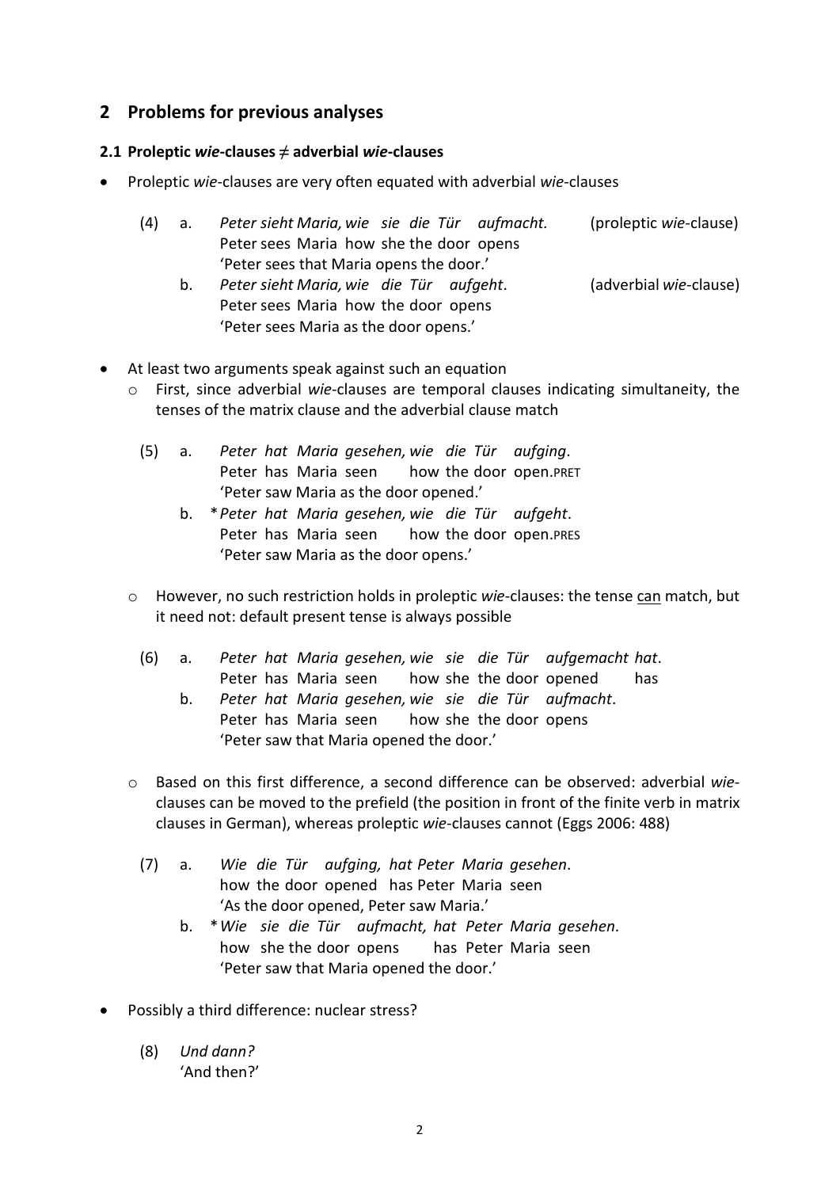## 2 Problems for previous analyses

### 2.1 Proleptic *wie*-clauses ≠ adverbial *wie*-clauses

- Proleptic *wie*-clauses are very often equated with adverbial *wie*-clauses

(4) a. *Peter sieht Maria, wie sie die Tür aufmacht.* (proleptic *wie*-clause)
Peter sees Maria how she the door opens
'Peter sees that Maria opens the door.'

b. *Peter sieht Maria, wie die Tür aufgeht.* (adverbial *wie*-clause)
Peter sees Maria how the door opens
'Peter sees Maria as the door opens.'

- At least two arguments speak against such an equation
  - First, since adverbial *wie*-clauses are temporal clauses indicating simultaneity, the tenses of the matrix clause and the adverbial clause match

(5) a. *Peter hat Maria gesehen, wie die Tür aufging.*
Peter has Maria seen how the door open.PRET
'Peter saw Maria as the door opened.'

b. * *Peter hat Maria gesehen, wie die Tür aufgeht.*
Peter has Maria seen how the door open.PRES
'Peter saw Maria as the door opens.'

  - However, no such restriction holds in proleptic *wie*-clauses: the tense can match, but it need not: default present tense is always possible

(6) a. *Peter hat Maria gesehen, wie sie die Tür aufgemacht hat.*
Peter has Maria seen how she the door opened has

b. *Peter hat Maria gesehen, wie sie die Tür aufmacht.*
Peter has Maria seen how she the door opens
'Peter saw that Maria opened the door.'

  - Based on this first difference, a second difference can be observed: adverbial *wie*-clauses can be moved to the prefield (the position in front of the finite verb in matrix clauses in German), whereas proleptic *wie*-clauses cannot (Eggs 2006: 488)

(7) a. *Wie die Tür aufging, hat Peter Maria gesehen.*
how the door opened has Peter Maria seen
'As the door opened, Peter saw Maria.'

b. * *Wie sie die Tür aufmacht, hat Peter Maria gesehen.*
how she the door opens has Peter Maria seen
'Peter saw that Maria opened the door.'

- Possibly a third difference: nuclear stress?

(8) *Und dann?*
'And then?'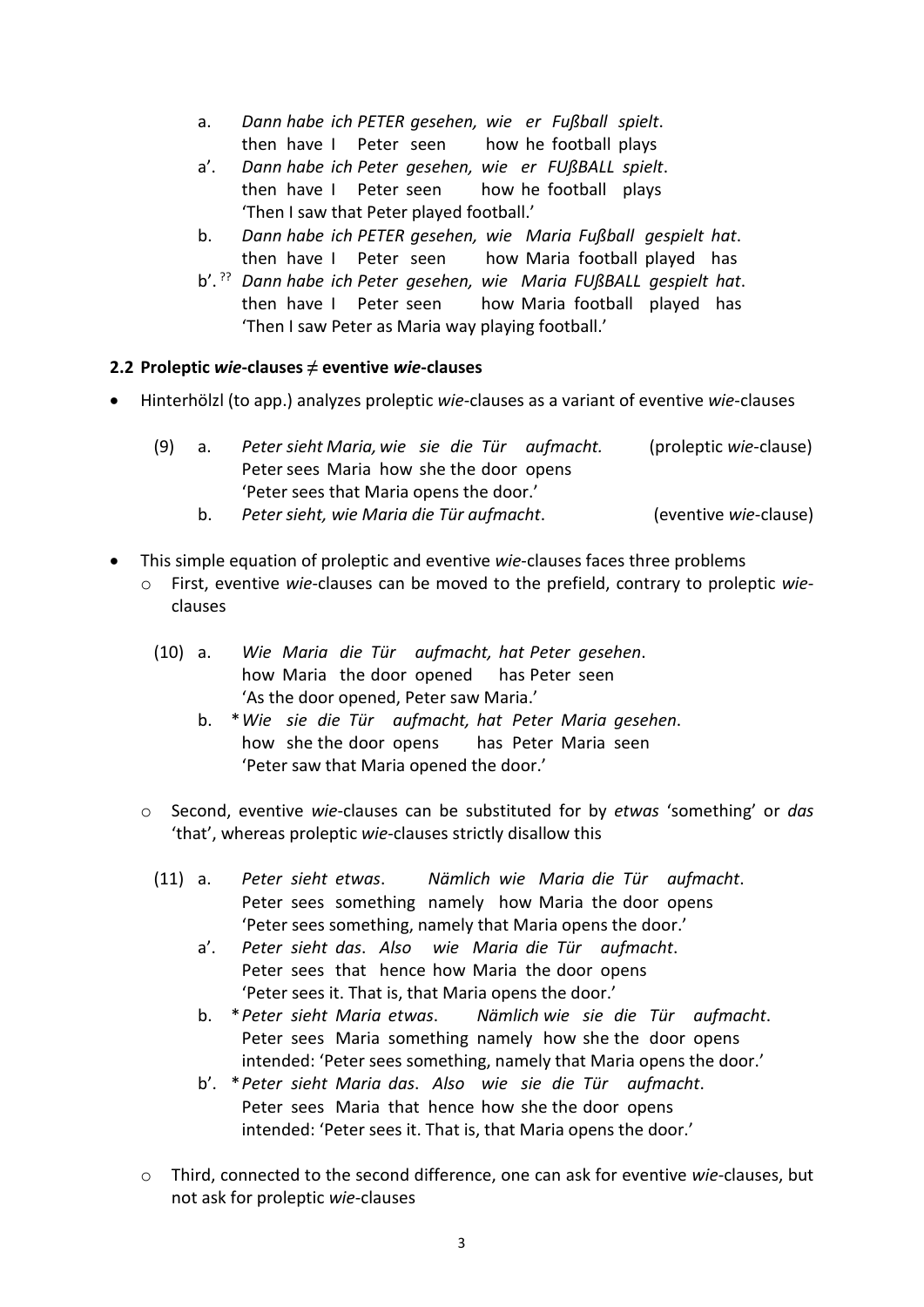a. *Dann habe ich PETER gesehen, wie er Fußball spielt*.  
then have I Peter seen how he football plays

a′. *Dann habe ich Peter gesehen, wie er FUßBALL spielt*.  
then have I Peter seen how he football plays  
'Then I saw that Peter played football.'

b. *Dann habe ich PETER gesehen, wie Maria Fußball gespielt hat*.  
then have I Peter seen how Maria football played has

b′. ?? *Dann habe ich Peter gesehen, wie Maria FUßBALL gespielt hat*.  
then have I Peter seen how Maria football played has  
'Then I saw Peter as Maria way playing football.'

### 2.2 Proleptic *wie*-clauses ≠ eventive *wie*-clauses

- Hinterhölzl (to app.) analyzes proleptic *wie*-clauses as a variant of eventive *wie*-clauses

(9) a. *Peter sieht Maria, wie sie die Tür aufmacht.* (proleptic *wie*-clause)  
Peter sees Maria how she the door opens  
'Peter sees that Maria opens the door.'

b. *Peter sieht, wie Maria die Tür aufmacht*. (eventive *wie*-clause)

- This simple equation of proleptic and eventive *wie*-clauses faces three problems
  - First, eventive *wie*-clauses can be moved to the prefield, contrary to proleptic *wie*-clauses

(10) a. *Wie Maria die Tür aufmacht, hat Peter gesehen*.  
how Maria the door opened has Peter seen  
'As the door opened, Peter saw Maria.'

b. * *Wie sie die Tür aufmacht, hat Peter Maria gesehen*.  
how she the door opens has Peter Maria seen  
'Peter saw that Maria opened the door.'

  - Second, eventive *wie*-clauses can be substituted for by *etwas* 'something' or *das* 'that', whereas proleptic *wie*-clauses strictly disallow this

(11) a. *Peter sieht etwas*. *Nämlich wie Maria die Tür aufmacht*.  
Peter sees something namely how Maria the door opens  
'Peter sees something, namely that Maria opens the door.'

a′. *Peter sieht das*. *Also wie Maria die Tür aufmacht*.  
Peter sees that hence how Maria the door opens  
'Peter sees it. That is, that Maria opens the door.'

b. * *Peter sieht Maria etwas*. *Nämlich wie sie die Tür aufmacht*.  
Peter sees Maria something namely how she the door opens  
intended: 'Peter sees something, namely that Maria opens the door.'

b′. * *Peter sieht Maria das*. *Also wie sie die Tür aufmacht*.  
Peter sees Maria that hence how she the door opens  
intended: 'Peter sees it. That is, that Maria opens the door.'

  - Third, connected to the second difference, one can ask for eventive *wie*-clauses, but not ask for proleptic *wie*-clauses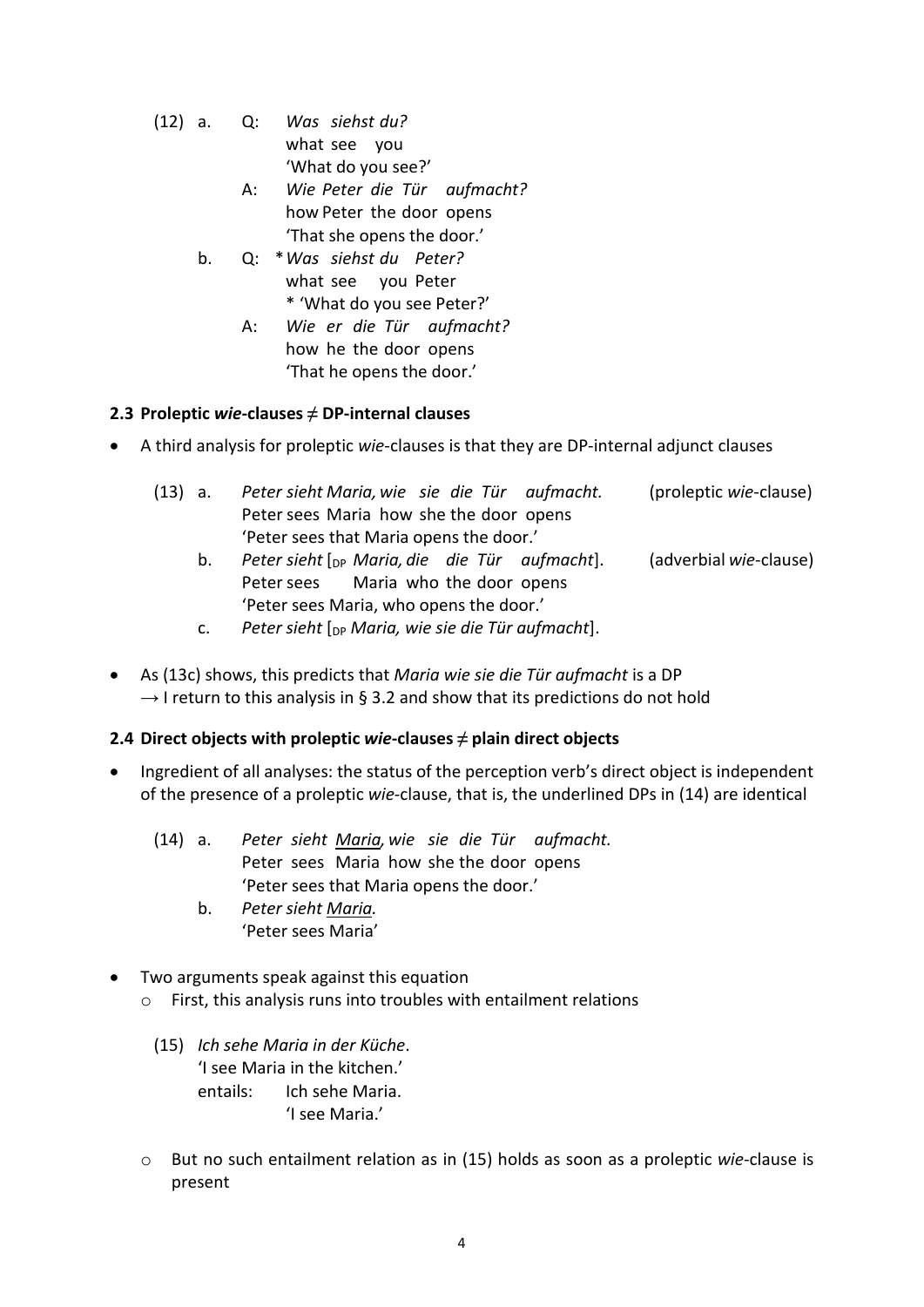(12) a. Q: *Was siehst du?*
what see you
'What do you see?'

A: *Wie Peter die Tür aufmacht?*
how Peter the door opens
'That she opens the door.'

b. Q: \* *Was siehst du Peter?*
what see you Peter
\* 'What do you see Peter?'

A: *Wie er die Tür aufmacht?*
how he the door opens
'That he opens the door.'

### 2.3 Proleptic *wie*-clauses ≠ DP-internal clauses

- A third analysis for proleptic *wie*-clauses is that they are DP-internal adjunct clauses

(13) a. *Peter sieht Maria, wie sie die Tür aufmacht.* (proleptic *wie*-clause)
Peter sees Maria how she the door opens
'Peter sees that Maria opens the door.'

b. *Peter sieht* [$_{DP}$ *Maria, die die Tür aufmacht*]. (adverbial *wie*-clause)
Peter sees Maria who the door opens
'Peter sees Maria, who opens the door.'

c. *Peter sieht* [$_{DP}$ *Maria, wie sie die Tür aufmacht*].

- As (13c) shows, this predicts that *Maria wie sie die Tür aufmacht* is a DP
→ I return to this analysis in § 3.2 and show that its predictions do not hold

### 2.4 Direct objects with proleptic *wie*-clauses ≠ plain direct objects

- Ingredient of all analyses: the status of the perception verb's direct object is independent of the presence of a proleptic *wie*-clause, that is, the underlined DPs in (14) are identical

(14) a. *Peter sieht <u>Maria</u>, wie sie die Tür aufmacht.*
Peter sees Maria how she the door opens
'Peter sees that Maria opens the door.'

b. *Peter sieht <u>Maria</u>.*
'Peter sees Maria'

- Two arguments speak against this equation
  - First, this analysis runs into troubles with entailment relations

(15) *Ich sehe Maria in der Küche*.
'I see Maria in the kitchen.'
entails: Ich sehe Maria.
'I see Maria.'

  - But no such entailment relation as in (15) holds as soon as a proleptic *wie*-clause is present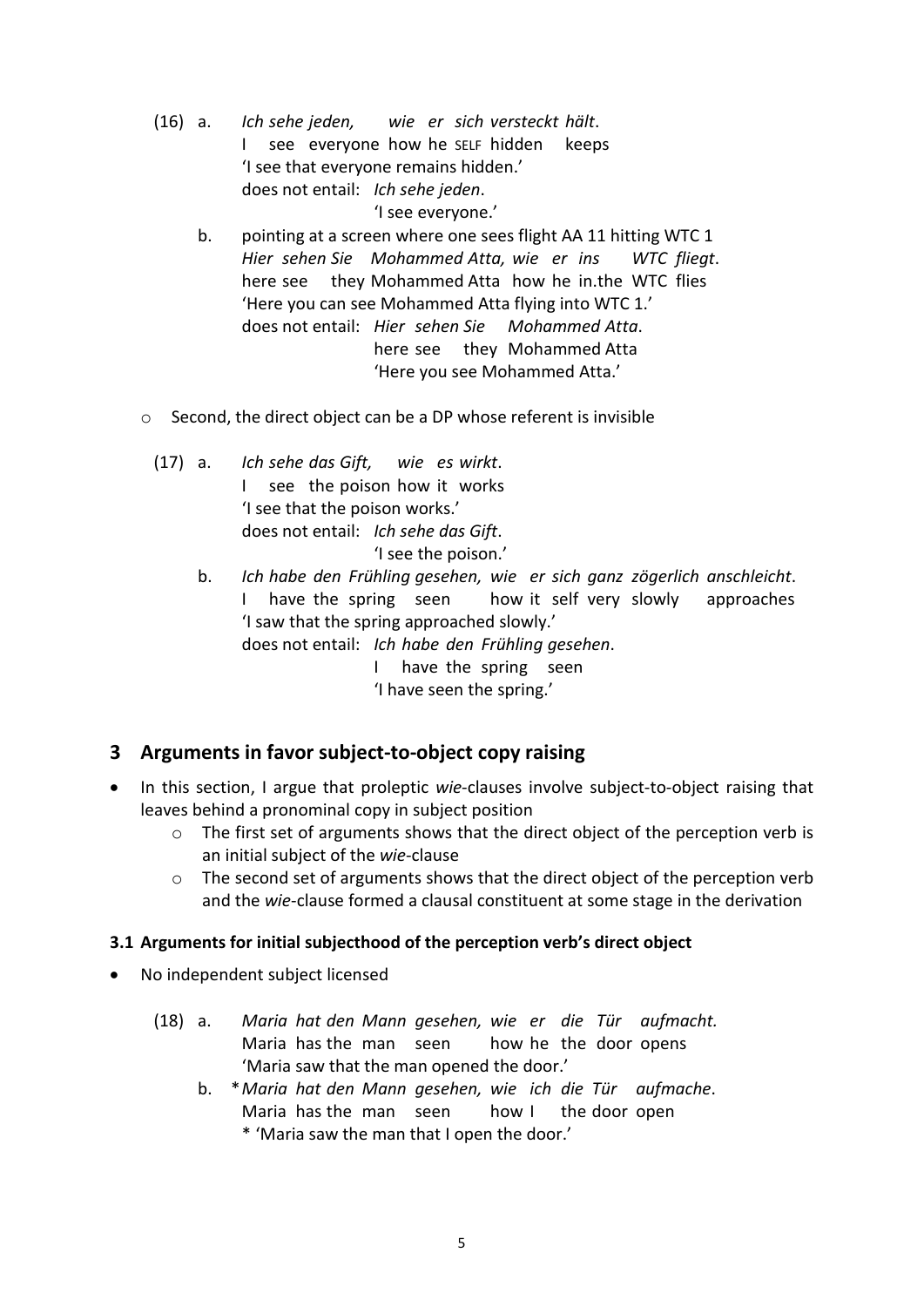(16) a. *Ich sehe jeden, wie er sich versteckt hält*.
   I see everyone how he SELF hidden keeps
   'I see that everyone remains hidden.'
   does not entail: *Ich sehe jeden*.
   'I see everyone.'

b. pointing at a screen where one sees flight AA 11 hitting WTC 1
   *Hier sehen Sie Mohammed Atta, wie er ins WTC fliegt*.
   here see they Mohammed Atta how he in.the WTC flies
   'Here you can see Mohammed Atta flying into WTC 1.'
   does not entail: *Hier sehen Sie Mohammed Atta*.
   here see they Mohammed Atta
   'Here you see Mohammed Atta.'

- Second, the direct object can be a DP whose referent is invisible

(17) a. *Ich sehe das Gift, wie es wirkt*.
   I see the poison how it works
   'I see that the poison works.'
   does not entail: *Ich sehe das Gift*.
   'I see the poison.'

b. *Ich habe den Frühling gesehen, wie er sich ganz zögerlich anschleicht*.
   I have the spring seen how it self very slowly approaches
   'I saw that the spring approached slowly.'
   does not entail: *Ich habe den Frühling gesehen*.
   I have the spring seen
   'I have seen the spring.'

## 3 Arguments in favor subject-to-object copy raising

- In this section, I argue that proleptic *wie*-clauses involve subject-to-object raising that leaves behind a pronominal copy in subject position
  - The first set of arguments shows that the direct object of the perception verb is an initial subject of the *wie*-clause
  - The second set of arguments shows that the direct object of the perception verb and the *wie*-clause formed a clausal constituent at some stage in the derivation

### 3.1 Arguments for initial subjecthood of the perception verb's direct object

- No independent subject licensed

(18) a. *Maria hat den Mann gesehen, wie er die Tür aufmacht.*
   Maria has the man seen how he the door opens
   'Maria saw that the man opened the door.'

b. \**Maria hat den Mann gesehen, wie ich die Tür aufmache*.
   Maria has the man seen how I the door open
   \* 'Maria saw the man that I open the door.'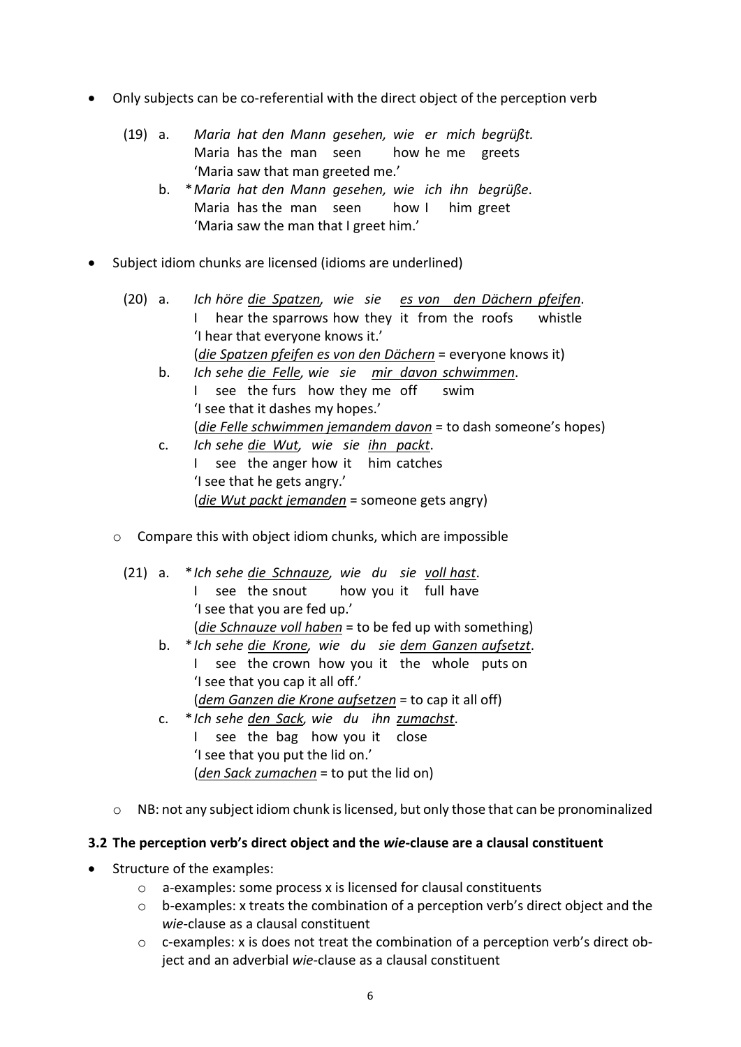- Only subjects can be co-referential with the direct object of the perception verb

(19) a. *Maria hat den Mann gesehen, wie er mich begrüßt.*
Maria has the man seen how he me greets
'Maria saw that man greeted me.'

b. \**Maria hat den Mann gesehen, wie ich ihn begrüße*.
Maria has the man seen how I him greet
'Maria saw the man that I greet him.'

- Subject idiom chunks are licensed (idioms are underlined)

(20) a. *Ich höre <u>die Spatzen</u>, wie sie <u>es von den Dächern pfeifen</u>.*
I hear the sparrows how they it from the roofs whistle
'I hear that everyone knows it.'
(*<u>die Spatzen pfeifen es von den Dächern</u>* = everyone knows it)

b. *Ich sehe <u>die Felle</u>, wie sie <u>mir davon schwimmen</u>.*
I see the furs how they me off swim
'I see that it dashes my hopes.'
(*<u>die Felle schwimmen jemandem davon</u>* = to dash someone's hopes)

c. *Ich sehe <u>die Wut</u>, wie sie <u>ihn packt</u>.*
I see the anger how it him catches
'I see that he gets angry.'
(*<u>die Wut packt jemanden</u>* = someone gets angry)

- Compare this with object idiom chunks, which are impossible

(21) a. \**Ich sehe <u>die Schnauze</u>, wie du sie <u>voll hast</u>.*
I see the snout how you it full have
'I see that you are fed up.'
(*<u>die Schnauze voll haben</u>* = to be fed up with something)

b. \**Ich sehe <u>die Krone</u>, wie du sie <u>dem Ganzen aufsetzt</u>.*
I see the crown how you it the whole puts on
'I see that you cap it all off.'
(*<u>dem Ganzen die Krone aufsetzen</u>* = to cap it all off)

c. \**Ich sehe <u>den Sack</u>, wie du ihn <u>zumachst</u>.*
I see the bag how you it close
'I see that you put the lid on.'
(*<u>den Sack zumachen</u>* = to put the lid on)

- NB: not any subject idiom chunk is licensed, but only those that can be pronominalized

### 3.2 The perception verb's direct object and the *wie*-clause are a clausal constituent

- Structure of the examples:
  - a-examples: some process x is licensed for clausal constituents
  - b-examples: x treats the combination of a perception verb's direct object and the *wie*-clause as a clausal constituent
  - c-examples: x is does not treat the combination of a perception verb's direct object and an adverbial *wie*-clause as a clausal constituent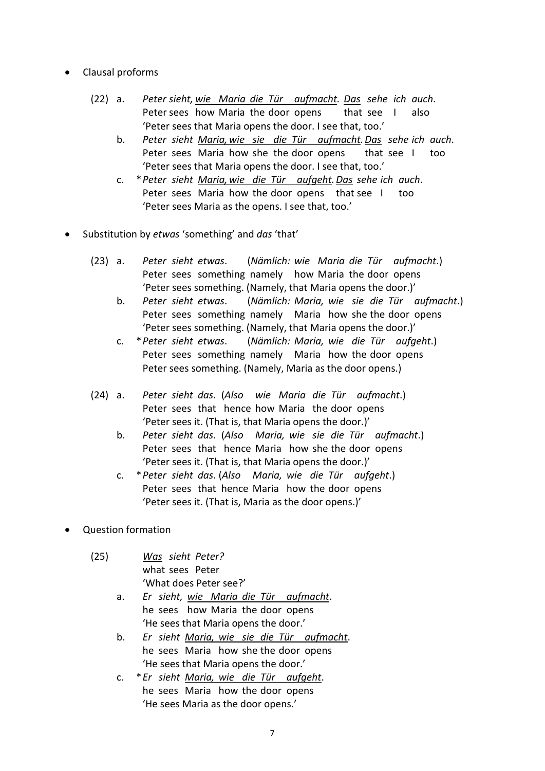- Clausal proforms

(22) a. *Peter sieht, <u>wie Maria die Tür aufmacht</u>. <u>Das</u> sehe ich auch*.
Peter sees how Maria the door opens that see I also
'Peter sees that Maria opens the door. I see that, too.'

b. *Peter sieht <u>Maria, wie sie die Tür aufmacht</u>. <u>Das</u> sehe ich auch*.
Peter sees Maria how she the door opens that see I too
'Peter sees that Maria opens the door. I see that, too.'

c. \* *Peter sieht <u>Maria, wie die Tür aufgeht</u>. <u>Das</u> sehe ich auch*.
Peter sees Maria how the door opens that see I too
'Peter sees Maria as the opens. I see that, too.'

- Substitution by *etwas* 'something' and *das* 'that'

(23) a. *Peter sieht etwas*. (*Nämlich: wie Maria die Tür aufmacht*.)
Peter sees something namely how Maria the door opens
'Peter sees something. (Namely, that Maria opens the door.)'

b. *Peter sieht etwas*. (*Nämlich: Maria, wie sie die Tür aufmacht*.)
Peter sees something namely Maria how she the door opens
'Peter sees something. (Namely, that Maria opens the door.)'

c. \* *Peter sieht etwas*. (*Nämlich: Maria, wie die Tür aufgeht*.)
Peter sees something namely Maria how the door opens
Peter sees something. (Namely, Maria as the door opens.)

(24) a. *Peter sieht das*. (*Also wie Maria die Tür aufmacht*.)
Peter sees that hence how Maria the door opens
'Peter sees it. (That is, that Maria opens the door.)'

b. *Peter sieht das*. (*Also Maria, wie sie die Tür aufmacht*.)
Peter sees that hence Maria how she the door opens
'Peter sees it. (That is, that Maria opens the door.)'

c. \* *Peter sieht das*. (*Also Maria, wie die Tür aufgeht*.)
Peter sees that hence Maria how the door opens
'Peter sees it. (That is, Maria as the door opens.)'

- Question formation

(25) *<u>Was</u> sieht Peter?*
what sees Peter
'What does Peter see?'

a. *Er sieht, <u>wie Maria die Tür aufmacht</u>*.
he sees how Maria the door opens
'He sees that Maria opens the door.'

b. *Er sieht <u>Maria, wie sie die Tür aufmacht</u>*.
he sees Maria how she the door opens
'He sees that Maria opens the door.'

c. \* *Er sieht <u>Maria, wie die Tür aufgeht</u>*.
he sees Maria how the door opens
'He sees Maria as the door opens.'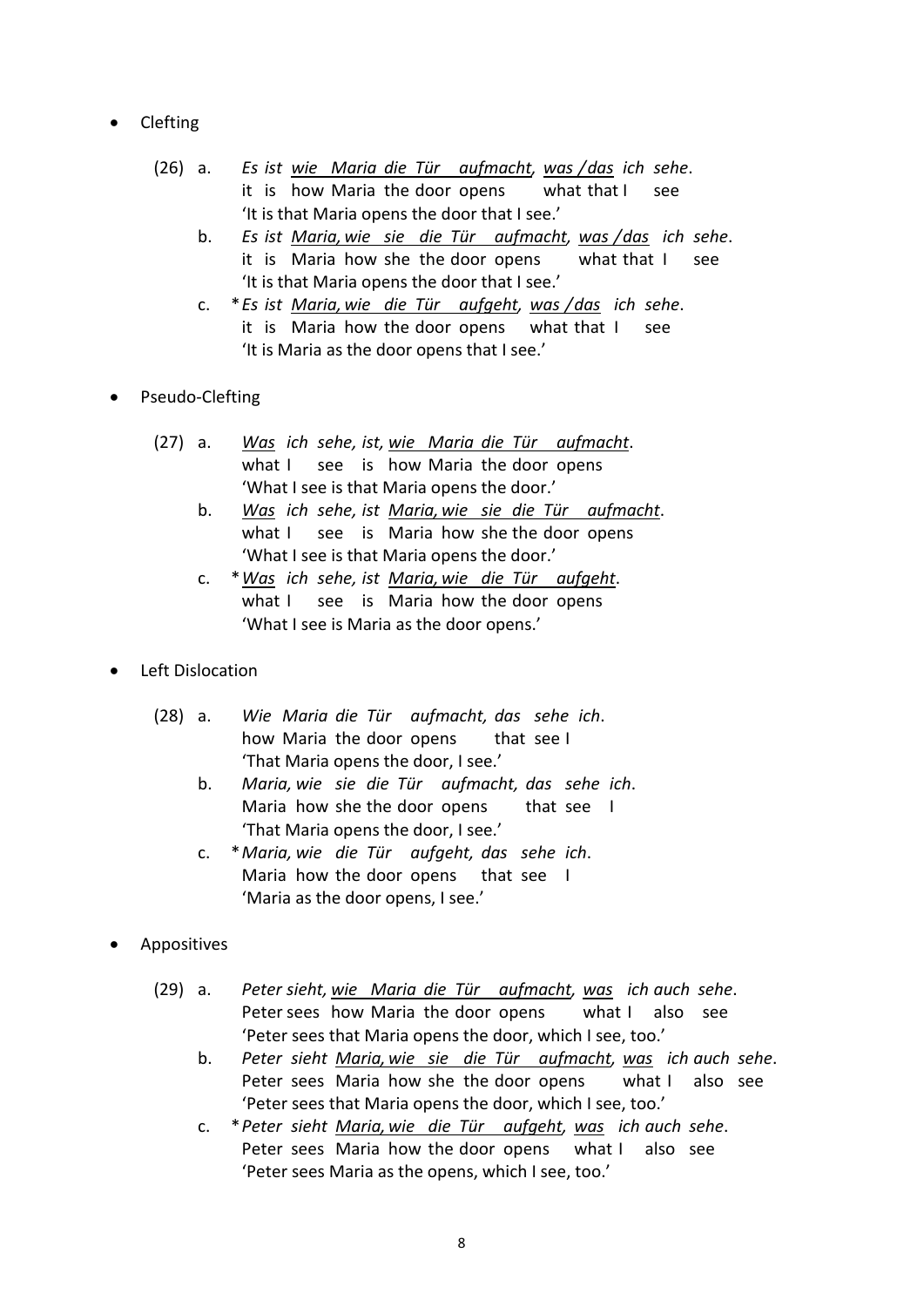- Clefting

(26) a. *Es ist <u>wie Maria die Tür aufmacht</u>, <u>was / das</u> ich sehe*.
it is how Maria the door opens what that I see
'It is that Maria opens the door that I see.'

b. *Es ist <u>Maria, wie sie die Tür aufmacht</u>, <u>was / das</u> ich sehe*.
it is Maria how she the door opens what that I see
'It is that Maria opens the door that I see.'

c. \* *Es ist <u>Maria, wie die Tür aufgeht</u>, <u>was / das</u> ich sehe*.
it is Maria how the door opens what that I see
'It is Maria as the door opens that I see.'

- Pseudo-Clefting

(27) a. *<u>Was</u> ich sehe, ist, <u>wie Maria die Tür aufmacht</u>*.
what I see is how Maria the door opens
'What I see is that Maria opens the door.'

b. *<u>Was</u> ich sehe, ist <u>Maria, wie sie die Tür aufmacht</u>*.
what I see is Maria how she the door opens
'What I see is that Maria opens the door.'

c. \* *<u>Was</u> ich sehe, ist <u>Maria, wie die Tür aufgeht</u>*.
what I see is Maria how the door opens
'What I see is Maria as the door opens.'

- Left Dislocation

(28) a. *Wie Maria die Tür aufmacht, das sehe ich*.
how Maria the door opens that see I
'That Maria opens the door, I see.'

b. *Maria, wie sie die Tür aufmacht, das sehe ich*.
Maria how she the door opens that see I
'That Maria opens the door, I see.'

c. \* *Maria, wie die Tür aufgeht, das sehe ich*.
Maria how the door opens that see I
'Maria as the door opens, I see.'

- Appositives

(29) a. *Peter sieht, <u>wie Maria die Tür aufmacht</u>, <u>was</u> ich auch sehe*.
Peter sees how Maria the door opens what I also see
'Peter sees that Maria opens the door, which I see, too.'

b. *Peter sieht <u>Maria, wie sie die Tür aufmacht</u>, <u>was</u> ich auch sehe*.
Peter sees Maria how she the door opens what I also see
'Peter sees that Maria opens the door, which I see, too.'

c. \* *Peter sieht <u>Maria, wie die Tür aufgeht</u>, <u>was</u> ich auch sehe*.
Peter sees Maria how the door opens what I also see
'Peter sees Maria as the opens, which I see, too.'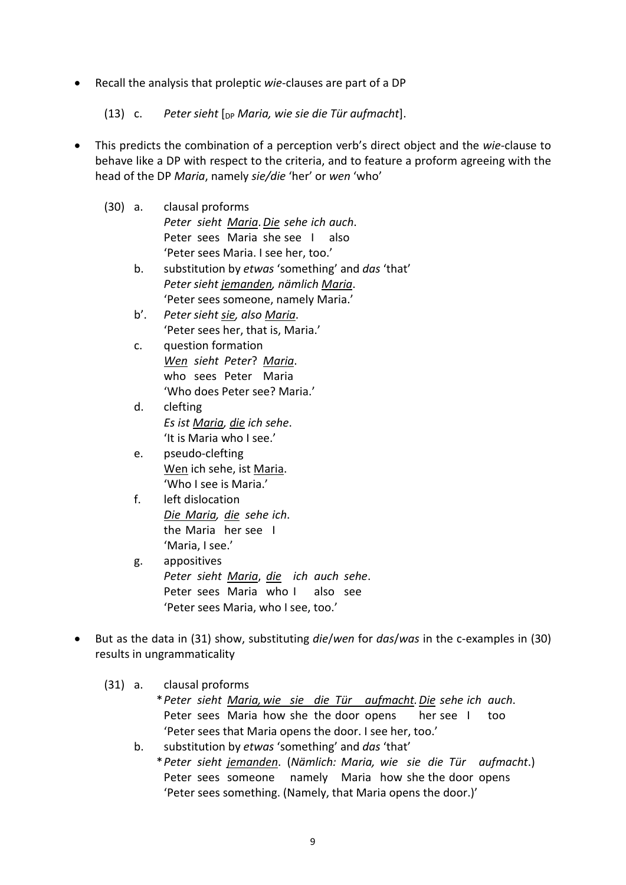- Recall the analysis that proleptic *wie*-clauses are part of a DP

  (13) c. *Peter sieht* [$_{DP}$ *Maria, wie sie die Tür aufmacht*].

- This predicts the combination of a perception verb's direct object and the *wie*-clause to behave like a DP with respect to the criteria, and to feature a proform agreeing with the head of the DP *Maria*, namely *sie/die* 'her' or *wen* 'who'

(30) a. clausal proforms
*Peter sieht Maria. Die sehe ich auch.*
Peter sees Maria she see I also
'Peter sees Maria. I see her, too.'

b. substitution by *etwas* 'something' and *das* 'that'
*Peter sieht jemanden, nämlich Maria.*
'Peter sees someone, namely Maria.'

b'. *Peter sieht sie, also Maria.*
'Peter sees her, that is, Maria.'

c. question formation
*Wen sieht Peter? Maria.*
who sees Peter Maria
'Who does Peter see? Maria.'

d. clefting
*Es ist Maria, die ich sehe.*
'It is Maria who I see.'

e. pseudo-clefting
Wen ich sehe, ist Maria.
'Who I see is Maria.'

f. left dislocation
*Die Maria, die sehe ich.*
the Maria her see I
'Maria, I see.'

g. appositives
*Peter sieht Maria, die ich auch sehe.*
Peter sees Maria who I also see
'Peter sees Maria, who I see, too.'

- But as the data in (31) show, substituting *die*/*wen* for *das*/*was* in the c-examples in (30) results in ungrammaticality

(31) a. clausal proforms
\**Peter sieht Maria, wie sie die Tür aufmacht. Die sehe ich auch.*
Peter sees Maria how she the door opens her see I too
'Peter sees that Maria opens the door. I see her, too.'

b. substitution by *etwas* 'something' and *das* 'that'
\**Peter sieht jemanden.* (*Nämlich: Maria, wie sie die Tür aufmacht.*)
Peter sees someone namely Maria how she the door opens
'Peter sees something. (Namely, that Maria opens the door.)'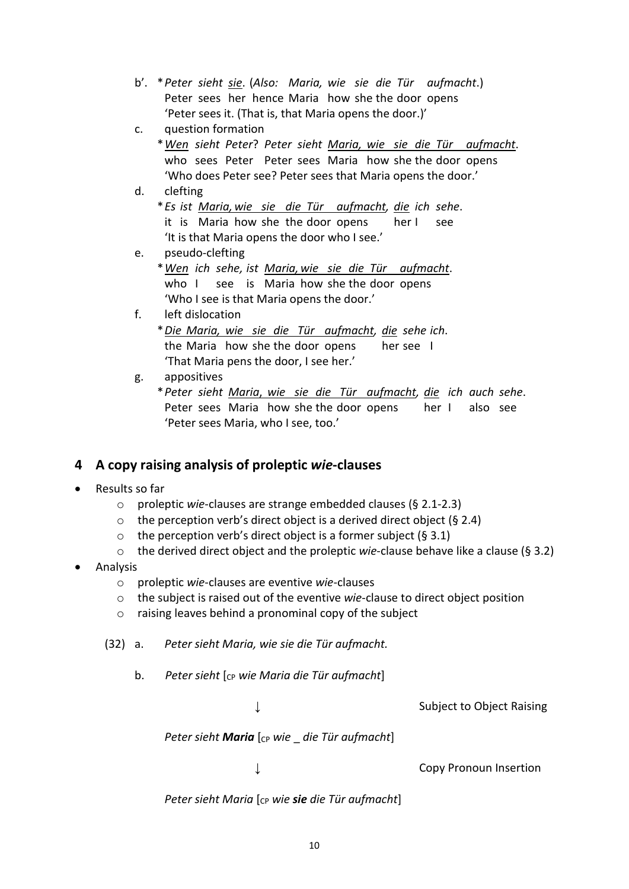b'. \* *Peter sieht sie*. (*Also: Maria, wie sie die Tür aufmacht*.)
   Peter sees her hence Maria how she the door opens
   'Peter sees it. (That is, that Maria opens the door.)'

c. question formation
   \* *Wen sieht Peter*? *Peter sieht Maria, wie sie die Tür aufmacht*.
   who sees Peter Peter sees Maria how she the door opens
   'Who does Peter see? Peter sees that Maria opens the door.'

d. clefting
   \* *Es ist Maria, wie sie die Tür aufmacht, die ich sehe*.
   it is Maria how she the door opens her I see
   'It is that Maria opens the door who I see.'

e. pseudo-clefting
   \* *Wen ich sehe, ist Maria, wie sie die Tür aufmacht*.
   who I see is Maria how she the door opens
   'Who I see is that Maria opens the door.'

f. left dislocation
   \* *Die Maria, wie sie die Tür aufmacht, die sehe ich*.
   the Maria how she the door opens her see I
   'That Maria pens the door, I see her.'

g. appositives
   \* *Peter sieht Maria, wie sie die Tür aufmacht, die ich auch sehe*.
   Peter sees Maria how she the door opens her I also see
   'Peter sees Maria, who I see, too.'

## 4 A copy raising analysis of proleptic *wie*-clauses

- Results so far
  - proleptic *wie*-clauses are strange embedded clauses (§ 2.1-2.3)
  - the perception verb's direct object is a derived direct object (§ 2.4)
  - the perception verb's direct object is a former subject (§ 3.1)
  - the derived direct object and the proleptic *wie*-clause behave like a clause (§ 3.2)
- Analysis
  - proleptic *wie*-clauses are eventive *wie*-clauses
  - the subject is raised out of the eventive *wie*-clause to direct object position
  - raising leaves behind a pronominal copy of the subject

(32) a. *Peter sieht Maria, wie sie die Tür aufmacht.*

b. *Peter sieht* [$_{CP}$ *wie Maria die Tür aufmacht*]

↓ Subject to Object Raising

*Peter sieht **Maria*** [$_{CP}$ *wie _ die Tür aufmacht*]

↓ Copy Pronoun Insertion

*Peter sieht Maria* [$_{CP}$ *wie **sie** die Tür aufmacht*]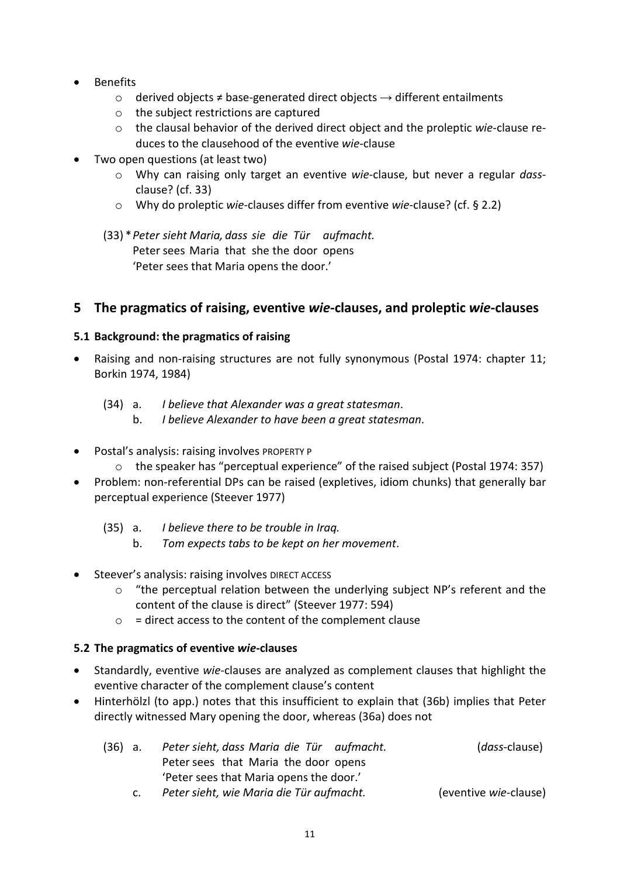- Benefits
  - derived objects ≠ base-generated direct objects → different entailments
  - the subject restrictions are captured
  - the clausal behavior of the derived direct object and the proleptic *wie*-clause reduces to the clausehood of the eventive *wie*-clause
- Two open questions (at least two)
  - Why can raising only target an eventive *wie*-clause, but never a regular *dass*-clause? (cf. 33)
  - Why do proleptic *wie*-clauses differ from eventive *wie*-clause? (cf. § 2.2)

(33) \* *Peter sieht Maria, dass sie die Tür aufmacht.*
     Peter sees Maria that she the door opens
     'Peter sees that Maria opens the door.'

## 5 The pragmatics of raising, eventive *wie*-clauses, and proleptic *wie*-clauses

### 5.1 Background: the pragmatics of raising

- Raising and non-raising structures are not fully synonymous (Postal 1974: chapter 11; Borkin 1974, 1984)

(34) a. *I believe that Alexander was a great statesman*.
     b. *I believe Alexander to have been a great statesman*.

- Postal's analysis: raising involves PROPERTY P
  - the speaker has "perceptual experience" of the raised subject (Postal 1974: 357)
- Problem: non-referential DPs can be raised (expletives, idiom chunks) that generally bar perceptual experience (Steever 1977)

(35) a. *I believe there to be trouble in Iraq.*
     b. *Tom expects tabs to be kept on her movement*.

- Steever's analysis: raising involves DIRECT ACCESS
  - "the perceptual relation between the underlying subject NP's referent and the content of the clause is direct" (Steever 1977: 594)
  - = direct access to the content of the complement clause

### 5.2 The pragmatics of eventive *wie*-clauses

- Standardly, eventive *wie*-clauses are analyzed as complement clauses that highlight the eventive character of the complement clause's content
- Hinterhölzl (to app.) notes that this insufficient to explain that (36b) implies that Peter directly witnessed Mary opening the door, whereas (36a) does not

(36) a. *Peter sieht, dass Maria die Tür aufmacht.* (*dass*-clause)
     Peter sees that Maria the door opens
     'Peter sees that Maria opens the door.'
     c. *Peter sieht, wie Maria die Tür aufmacht.* (eventive *wie*-clause)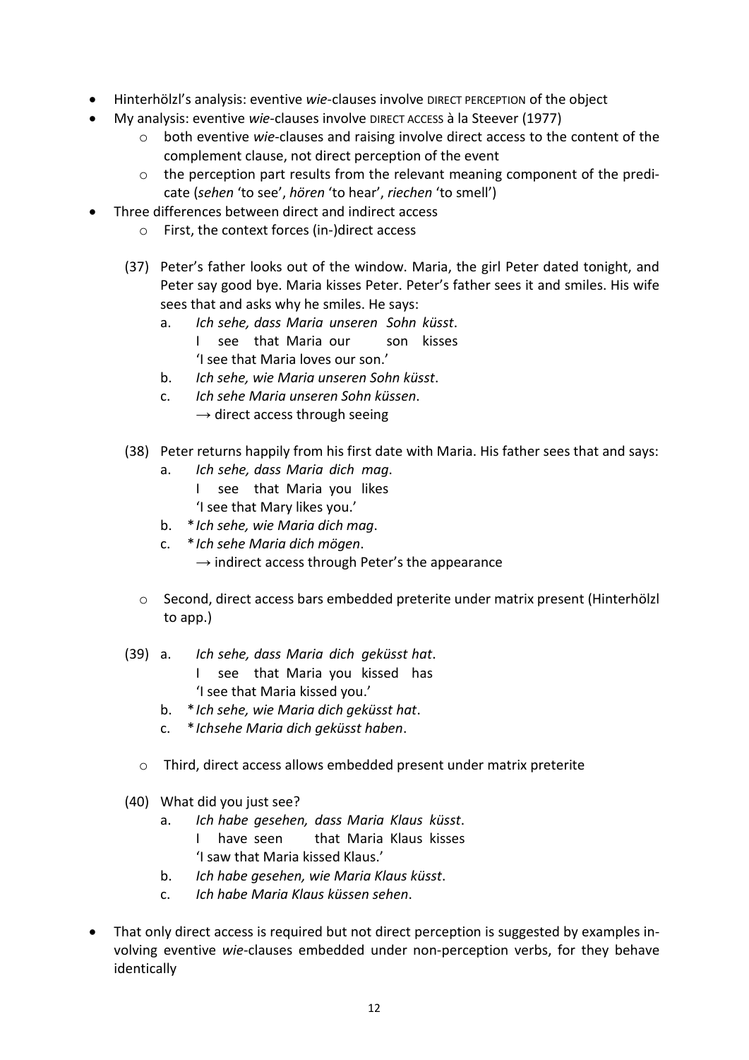- Hinterhölzl's analysis: eventive *wie*-clauses involve DIRECT PERCEPTION of the object
- My analysis: eventive *wie*-clauses involve DIRECT ACCESS à la Steever (1977)
  - both eventive *wie*-clauses and raising involve direct access to the content of the complement clause, not direct perception of the event
  - the perception part results from the relevant meaning component of the predicate (*sehen* 'to see', *hören* 'to hear', *riechen* 'to smell')
- Three differences between direct and indirect access
  - First, the context forces (in-)direct access

(37) Peter's father looks out of the window. Maria, the girl Peter dated tonight, and Peter say good bye. Maria kisses Peter. Peter's father sees it and smiles. His wife sees that and asks why he smiles. He says:

a. *Ich sehe, dass Maria unseren Sohn küsst*.
   I see that Maria our son kisses
   'I see that Maria loves our son.'
b. *Ich sehe, wie Maria unseren Sohn küsst*.
c. *Ich sehe Maria unseren Sohn küssen*.
   → direct access through seeing

(38) Peter returns happily from his first date with Maria. His father sees that and says:

a. *Ich sehe, dass Maria dich mag*.
   I see that Maria you likes
   'I see that Mary likes you.'
b. \**Ich sehe, wie Maria dich mag*.
c. \**Ich sehe Maria dich mögen*.
   → indirect access through Peter's the appearance

- Second, direct access bars embedded preterite under matrix present (Hinterhölzl to app.)

(39) a. *Ich sehe, dass Maria dich geküsst hat*.
   I see that Maria you kissed has
   'I see that Maria kissed you.'
b. \**Ich sehe, wie Maria dich geküsst hat*.
c. \**Ichsehe Maria dich geküsst haben*.

- Third, direct access allows embedded present under matrix preterite

(40) What did you just see?

a. *Ich habe gesehen, dass Maria Klaus küsst*.
   I have seen that Maria Klaus kisses
   'I saw that Maria kissed Klaus.'
b. *Ich habe gesehen, wie Maria Klaus küsst*.
c. *Ich habe Maria Klaus küssen sehen*.

- That only direct access is required but not direct perception is suggested by examples involving eventive *wie*-clauses embedded under non-perception verbs, for they behave identically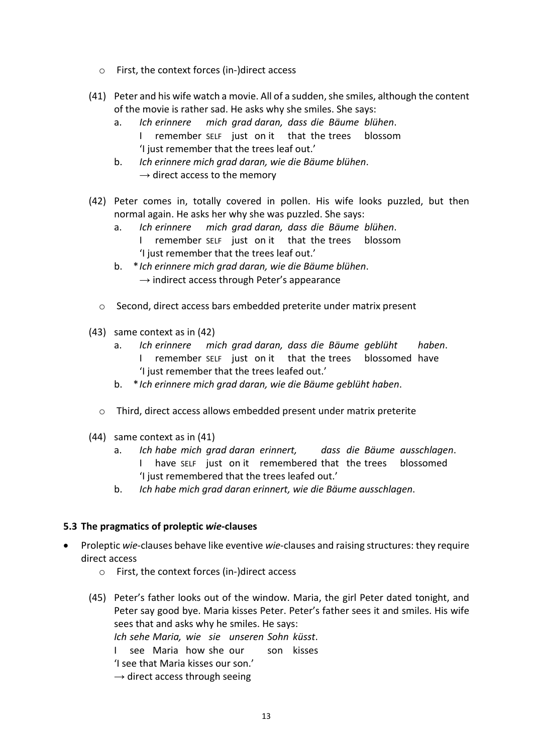- First, the context forces (in-)direct access

(41) Peter and his wife watch a movie. All of a sudden, she smiles, although the content of the movie is rather sad. He asks why she smiles. She says:

a. *Ich erinnere mich grad daran, dass die Bäume blühen*.
   I remember SELF just on it that the trees blossom
   'I just remember that the trees leaf out.'

b. *Ich erinnere mich grad daran, wie die Bäume blühen*.
   → direct access to the memory

(42) Peter comes in, totally covered in pollen. His wife looks puzzled, but then normal again. He asks her why she was puzzled. She says:

a. *Ich erinnere mich grad daran, dass die Bäume blühen*.
   I remember SELF just on it that the trees blossom
   'I just remember that the trees leaf out.'

b. \**Ich erinnere mich grad daran, wie die Bäume blühen*.
   → indirect access through Peter's appearance

- Second, direct access bars embedded preterite under matrix present

(43) same context as in (42)

a. *Ich erinnere mich grad daran, dass die Bäume geblüht haben*.
   I remember SELF just on it that the trees blossomed have
   'I just remember that the trees leafed out.'

b. \**Ich erinnere mich grad daran, wie die Bäume geblüht haben*.

- Third, direct access allows embedded present under matrix preterite

(44) same context as in (41)

a. *Ich habe mich grad daran erinnert, dass die Bäume ausschlagen*.
   I have SELF just on it remembered that the trees blossomed
   'I just remembered that the trees leafed out.'

b. *Ich habe mich grad daran erinnert, wie die Bäume ausschlagen*.

### 5.3 The pragmatics of proleptic *wie*-clauses

- Proleptic *wie*-clauses behave like eventive *wie*-clauses and raising structures: they require direct access
  - First, the context forces (in-)direct access

(45) Peter's father looks out of the window. Maria, the girl Peter dated tonight, and Peter say good bye. Maria kisses Peter. Peter's father sees it and smiles. His wife sees that and asks why he smiles. He says:

*Ich sehe Maria, wie sie unseren Sohn küsst*.
I see Maria how she our son kisses
'I see that Maria kisses our son.'
→ direct access through seeing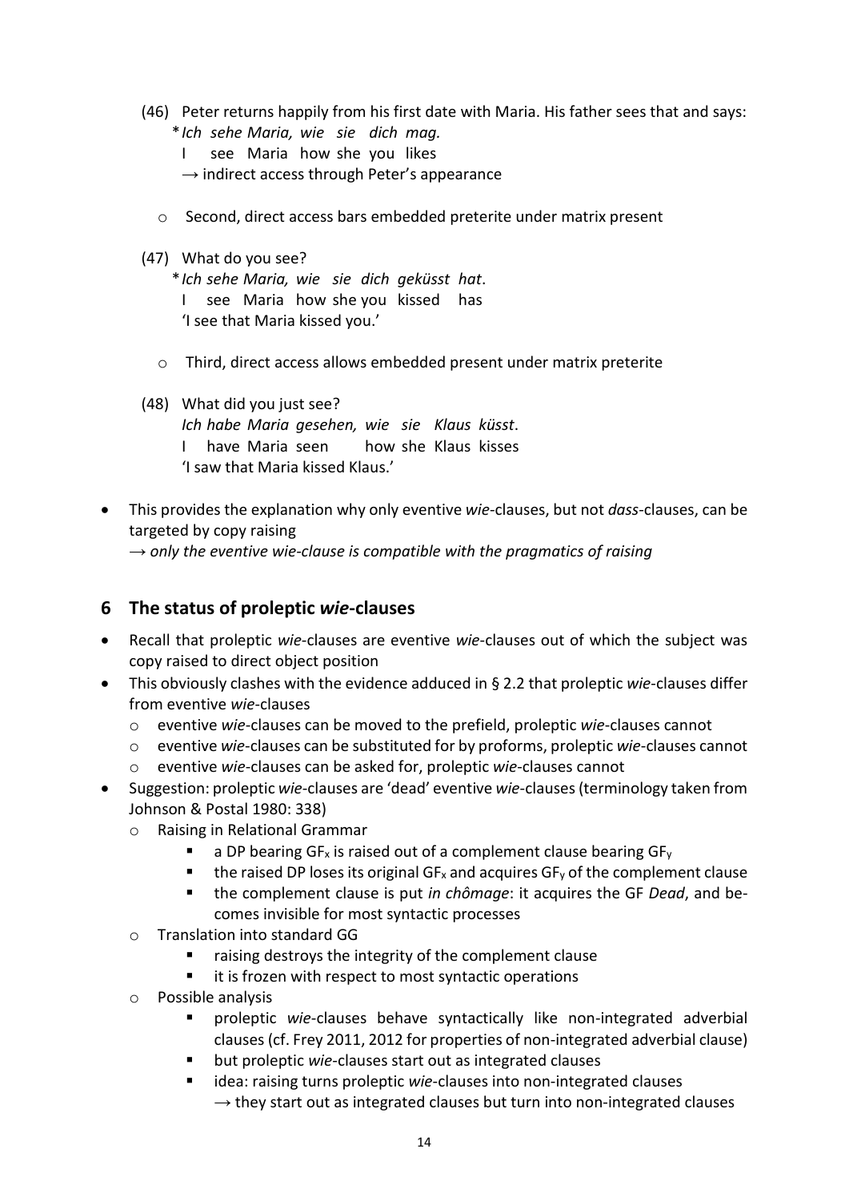(46) Peter returns happily from his first date with Maria. His father sees that and says:

  \**Ich sehe Maria, wie sie dich mag.*
  I see Maria how she you likes
  → indirect access through Peter's appearance

- Second, direct access bars embedded preterite under matrix present

(47) What do you see?

  \**Ich sehe Maria, wie sie dich geküsst hat*.
  I see Maria how she you kissed has
  'I see that Maria kissed you.'

- Third, direct access allows embedded present under matrix preterite

(48) What did you just see?

  *Ich habe Maria gesehen, wie sie Klaus küsst*.
  I have Maria seen how she Klaus kisses
  'I saw that Maria kissed Klaus.'

- This provides the explanation why only eventive *wie*-clauses, but not *dass*-clauses, can be targeted by copy raising
  → *only the eventive wie-clause is compatible with the pragmatics of raising*

## 6 The status of proleptic *wie*-clauses

- Recall that proleptic *wie*-clauses are eventive *wie*-clauses out of which the subject was copy raised to direct object position
- This obviously clashes with the evidence adduced in § 2.2 that proleptic *wie*-clauses differ from eventive *wie*-clauses
  - eventive *wie*-clauses can be moved to the prefield, proleptic *wie*-clauses cannot
  - eventive *wie*-clauses can be substituted for by proforms, proleptic *wie*-clauses cannot
  - eventive *wie*-clauses can be asked for, proleptic *wie*-clauses cannot
- Suggestion: proleptic *wie*-clauses are 'dead' eventive *wie*-clauses (terminology taken from Johnson & Postal 1980: 338)
  - Raising in Relational Grammar
    - a DP bearing $GF_x$ is raised out of a complement clause bearing $GF_y$
    - the raised DP loses its original $GF_x$ and acquires $GF_y$ of the complement clause
    - the complement clause is put *in chômage*: it acquires the GF *Dead*, and becomes invisible for most syntactic processes
  - Translation into standard GG
    - raising destroys the integrity of the complement clause
    - it is frozen with respect to most syntactic operations
  - Possible analysis
    - proleptic *wie*-clauses behave syntactically like non-integrated adverbial clauses (cf. Frey 2011, 2012 for properties of non-integrated adverbial clause)
    - but proleptic *wie*-clauses start out as integrated clauses
    - idea: raising turns proleptic *wie*-clauses into non-integrated clauses
      → they start out as integrated clauses but turn into non-integrated clauses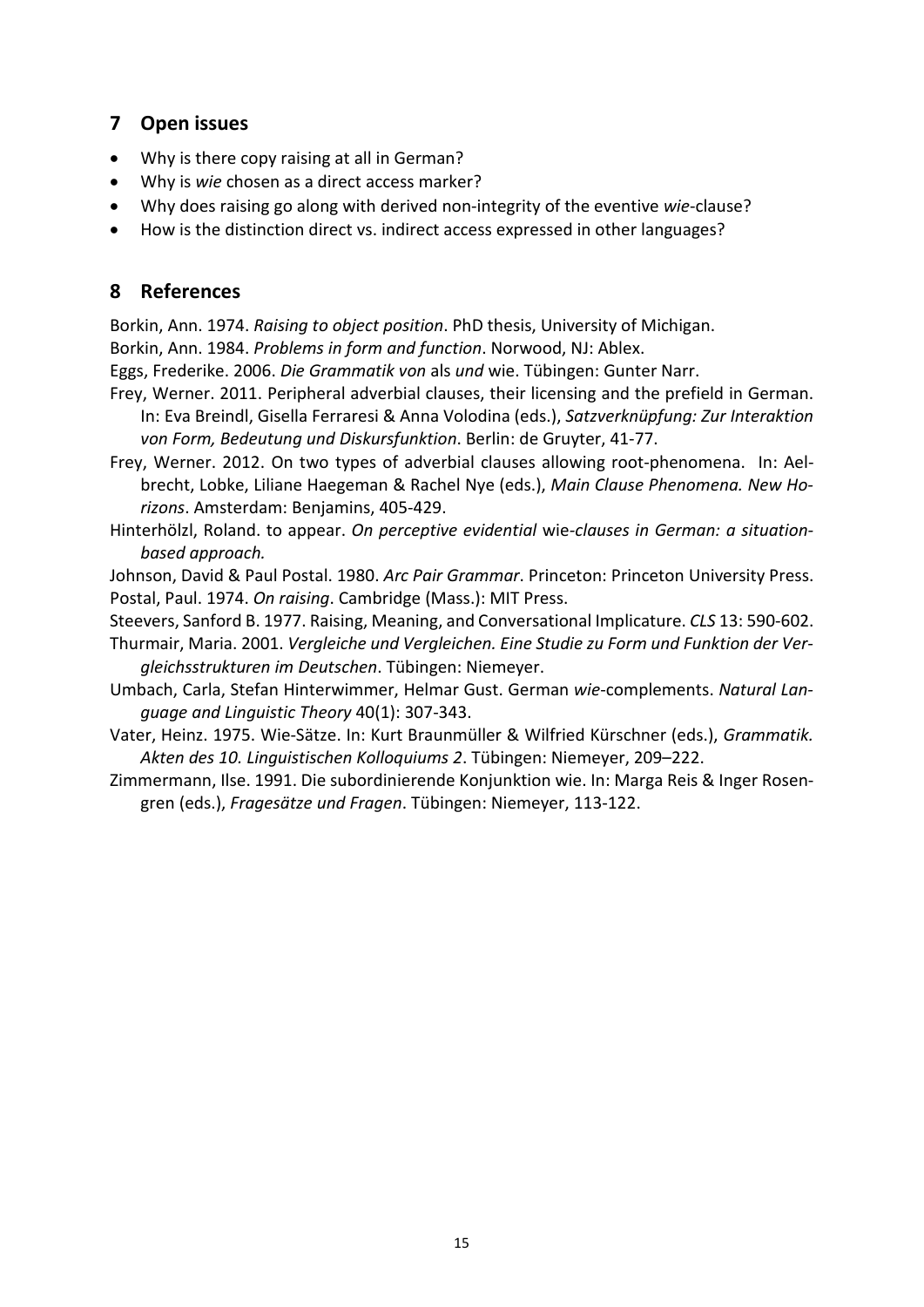## 7 Open issues

- Why is there copy raising at all in German?
- Why is *wie* chosen as a direct access marker?
- Why does raising go along with derived non-integrity of the eventive *wie*-clause?
- How is the distinction direct vs. indirect access expressed in other languages?

## 8 References

Borkin, Ann. 1974. *Raising to object position*. PhD thesis, University of Michigan.

Borkin, Ann. 1984. *Problems in form and function*. Norwood, NJ: Ablex.

Eggs, Frederike. 2006. *Die Grammatik von* als *und* wie. Tübingen: Gunter Narr.

Frey, Werner. 2011. Peripheral adverbial clauses, their licensing and the prefield in German. In: Eva Breindl, Gisella Ferraresi & Anna Volodina (eds.), *Satzverknüpfung: Zur Interaktion von Form, Bedeutung und Diskursfunktion*. Berlin: de Gruyter, 41-77.

Frey, Werner. 2012. On two types of adverbial clauses allowing root-phenomena. In: Aelbrecht, Lobke, Liliane Haegeman & Rachel Nye (eds.), *Main Clause Phenomena. New Horizons*. Amsterdam: Benjamins, 405-429.

Hinterhölzl, Roland. to appear. *On perceptive evidential* wie-*clauses in German: a situation-based approach.*

Johnson, David & Paul Postal. 1980. *Arc Pair Grammar*. Princeton: Princeton University Press.

Postal, Paul. 1974. *On raising*. Cambridge (Mass.): MIT Press.

Steevers, Sanford B. 1977. Raising, Meaning, and Conversational Implicature. *CLS* 13: 590-602.

Thurmair, Maria. 2001. *Vergleiche und Vergleichen. Eine Studie zu Form und Funktion der Vergleichsstrukturen im Deutschen*. Tübingen: Niemeyer.

Umbach, Carla, Stefan Hinterwimmer, Helmar Gust. German *wie*-complements. *Natural Language and Linguistic Theory* 40(1): 307-343.

Vater, Heinz. 1975. Wie-Sätze. In: Kurt Braunmüller & Wilfried Kürschner (eds.), *Grammatik. Akten des 10. Linguistischen Kolloquiums 2*. Tübingen: Niemeyer, 209–222.

Zimmermann, Ilse. 1991. Die subordinierende Konjunktion wie. In: Marga Reis & Inger Rosengren (eds.), *Fragesätze und Fragen*. Tübingen: Niemeyer, 113-122.